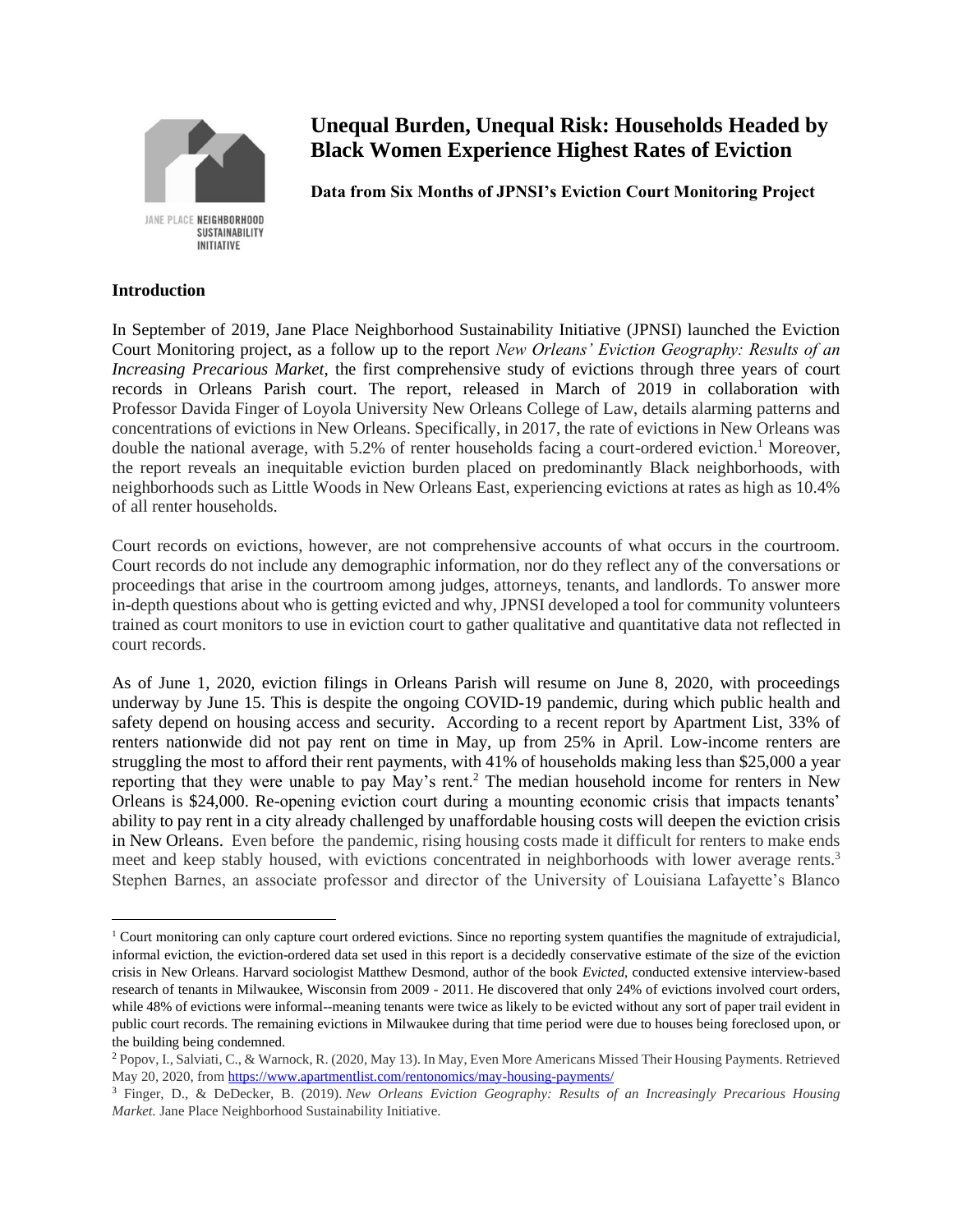JANE PLACE NEIGHBORHOOD SUSTAINABILITY INITIATIVE

# Unequal Burden, Unequal Risk: Households Headed by Black Women Experience Highest Rates of Eviction

**Data from Six Months of JPNSI's Eviction Court Monitoring Project**

## Introduction

In September of 2019, Jane Place Neighborhood Sustainability Initiative (JPNSI) launched the Eviction Court Monitoring project, as a follow up to the report *New Orleans' Eviction Geography: Results of an Increasing Precarious Market*, the first comprehensive study of evictions through three years of court records in Orleans Parish court. The report, released in March of 2019 in collaboration with Professor Davida Finger of Loyola University New Orleans College of Law, details alarming patterns and concentrations of evictions in New Orleans. Specifically, in 2017, the rate of evictions in New Orleans was double the national average, with 5.2% of renter households facing a court-ordered eviction.[1] Moreover, the report reveals an inequitable eviction burden placed on predominantly Black neighborhoods, with neighborhoods such as Little Woods in New Orleans East, experiencing evictions at rates as high as 10.4% of all renter households.

Court records on evictions, however, are not comprehensive accounts of what occurs in the courtroom. Court records do not include any demographic information, nor do they reflect any of the conversations or proceedings that arise in the courtroom among judges, attorneys, tenants, and landlords. To answer more in-depth questions about who is getting evicted and why, JPNSI developed a tool for community volunteers trained as court monitors to use in eviction court to gather qualitative and quantitative data not reflected in court records.

As of June 1, 2020, eviction filings in Orleans Parish will resume on June 8, 2020, with proceedings underway by June 15. This is despite the ongoing COVID-19 pandemic, during which public health and safety depend on housing access and security. According to a recent report by Apartment List, 33% of renters nationwide did not pay rent on time in May, up from 25% in April. Low-income renters are struggling the most to afford their rent payments, with 41% of households making less than $25,000 a year reporting that they were unable to pay May's rent.[2] The median household income for renters in New Orleans is $24,000. Re-opening eviction court during a mounting economic crisis that impacts tenants' ability to pay rent in a city already challenged by unaffordable housing costs will deepen the eviction crisis in New Orleans. Even before the pandemic, rising housing costs made it difficult for renters to make ends meet and keep stably housed, with evictions concentrated in neighborhoods with lower average rents.[3] Stephen Barnes, an associate professor and director of the University of Louisiana Lafayette's Blanco

---

[1] Court monitoring can only capture court ordered evictions. Since no reporting system quantifies the magnitude of extrajudicial, informal eviction, the eviction-ordered data set used in this report is a decidedly conservative estimate of the size of the eviction crisis in New Orleans. Harvard sociologist Matthew Desmond, author of the book *Evicted*, conducted extensive interview-based research of tenants in Milwaukee, Wisconsin from 2009 - 2011. He discovered that only 24% of evictions involved court orders, while 48% of evictions were informal--meaning tenants were twice as likely to be evicted without any sort of paper trail evident in public court records. The remaining evictions in Milwaukee during that time period were due to houses being foreclosed upon, or the building being condemned.

[2] Popov, I., Salviati, C., & Warnock, R. (2020, May 13). In May, Even More Americans Missed Their Housing Payments. Retrieved May 20, 2020, from https://www.apartmentlist.com/rentonomics/may-housing-payments/

[3] Finger, D., & DeDecker, B. (2019). *New Orleans Eviction Geography: Results of an Increasingly Precarious Housing Market.* Jane Place Neighborhood Sustainability Initiative.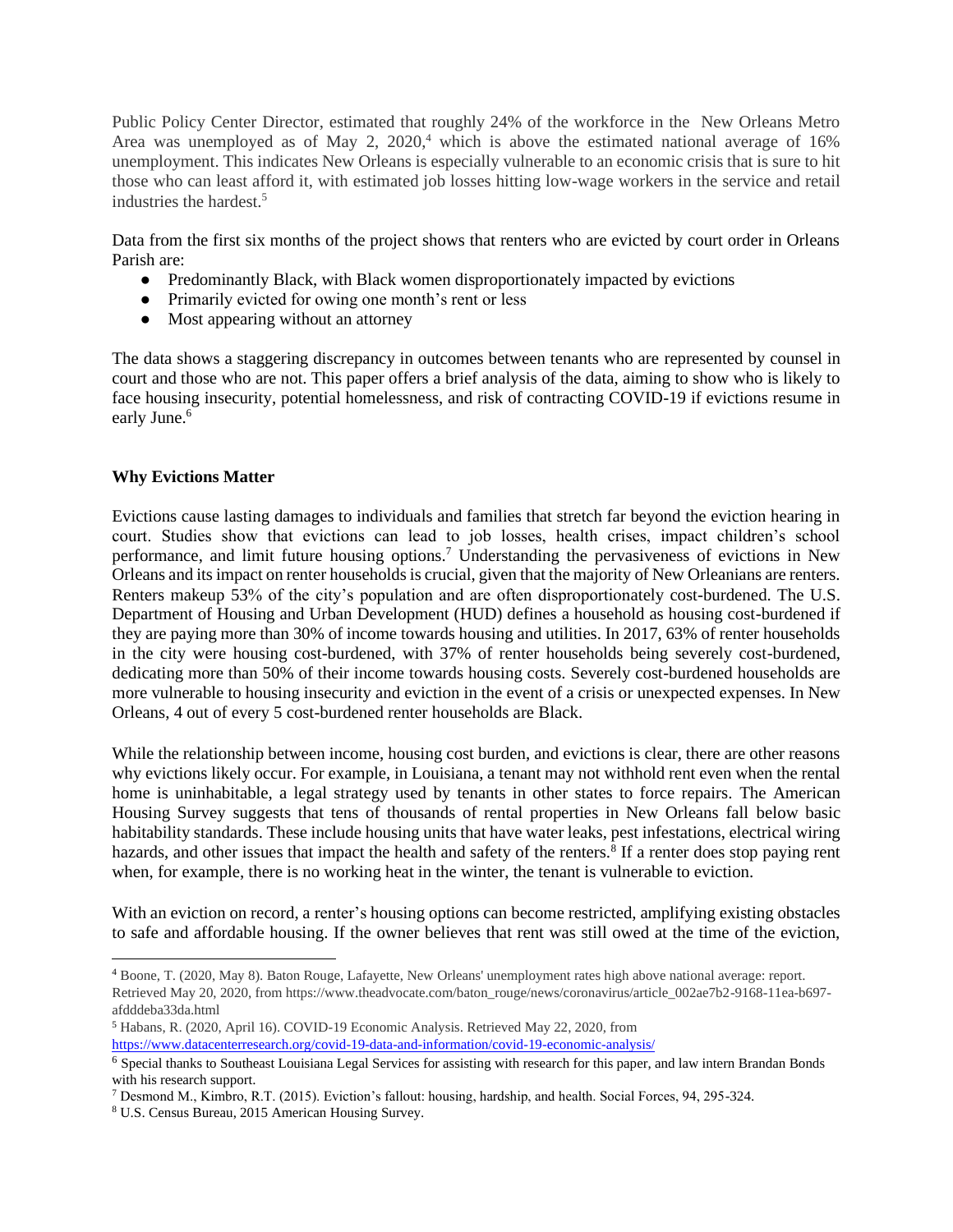Public Policy Center Director, estimated that roughly 24% of the workforce in the New Orleans Metro Area was unemployed as of May 2, 2020,[4] which is above the estimated national average of 16% unemployment. This indicates New Orleans is especially vulnerable to an economic crisis that is sure to hit those who can least afford it, with estimated job losses hitting low-wage workers in the service and retail industries the hardest.[5]

Data from the first six months of the project shows that renters who are evicted by court order in Orleans Parish are:

- Predominantly Black, with Black women disproportionately impacted by evictions
- Primarily evicted for owing one month's rent or less
- Most appearing without an attorney

The data shows a staggering discrepancy in outcomes between tenants who are represented by counsel in court and those who are not. This paper offers a brief analysis of the data, aiming to show who is likely to face housing insecurity, potential homelessness, and risk of contracting COVID-19 if evictions resume in early June.[6]

**Why Evictions Matter**

Evictions cause lasting damages to individuals and families that stretch far beyond the eviction hearing in court. Studies show that evictions can lead to job losses, health crises, impact children's school performance, and limit future housing options.[7] Understanding the pervasiveness of evictions in New Orleans and its impact on renter households is crucial, given that the majority of New Orleanians are renters. Renters makeup 53% of the city's population and are often disproportionately cost-burdened. The U.S. Department of Housing and Urban Development (HUD) defines a household as housing cost-burdened if they are paying more than 30% of income towards housing and utilities. In 2017, 63% of renter households in the city were housing cost-burdened, with 37% of renter households being severely cost-burdened, dedicating more than 50% of their income towards housing costs. Severely cost-burdened households are more vulnerable to housing insecurity and eviction in the event of a crisis or unexpected expenses. In New Orleans, 4 out of every 5 cost-burdened renter households are Black.

While the relationship between income, housing cost burden, and evictions is clear, there are other reasons why evictions likely occur. For example, in Louisiana, a tenant may not withhold rent even when the rental home is uninhabitable, a legal strategy used by tenants in other states to force repairs. The American Housing Survey suggests that tens of thousands of rental properties in New Orleans fall below basic habitability standards. These include housing units that have water leaks, pest infestations, electrical wiring hazards, and other issues that impact the health and safety of the renters.[8] If a renter does stop paying rent when, for example, there is no working heat in the winter, the tenant is vulnerable to eviction.

With an eviction on record, a renter's housing options can become restricted, amplifying existing obstacles to safe and affordable housing. If the owner believes that rent was still owed at the time of the eviction,

---

[4] Boone, T. (2020, May 8). Baton Rouge, Lafayette, New Orleans' unemployment rates high above national average: report. Retrieved May 20, 2020, from https://www.theadvocate.com/baton_rouge/news/coronavirus/article_002ae7b2-9168-11ea-b697-afdddeba33da.html

[5] Habans, R. (2020, April 16). COVID-19 Economic Analysis. Retrieved May 22, 2020, from https://www.datacenterresearch.org/covid-19-data-and-information/covid-19-economic-analysis/

[6] Special thanks to Southeast Louisiana Legal Services for assisting with research for this paper, and law intern Brandan Bonds with his research support.

[7] Desmond M., Kimbro, R.T. (2015). Eviction's fallout: housing, hardship, and health. Social Forces, 94, 295-324.

[8] U.S. Census Bureau, 2015 American Housing Survey.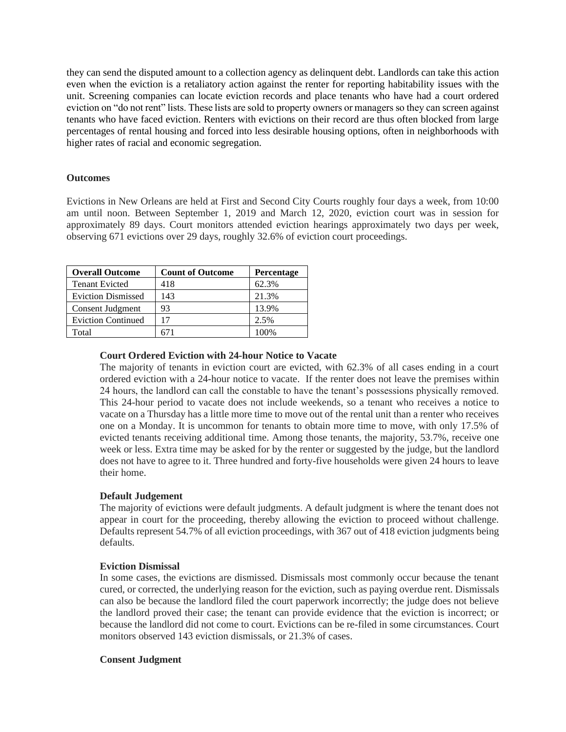they can send the disputed amount to a collection agency as delinquent debt. Landlords can take this action even when the eviction is a retaliatory action against the renter for reporting habitability issues with the unit. Screening companies can locate eviction records and place tenants who have had a court ordered eviction on "do not rent" lists. These lists are sold to property owners or managers so they can screen against tenants who have faced eviction. Renters with evictions on their record are thus often blocked from large percentages of rental housing and forced into less desirable housing options, often in neighborhoods with higher rates of racial and economic segregation.

## Outcomes

Evictions in New Orleans are held at First and Second City Courts roughly four days a week, from 10:00 am until noon. Between September 1, 2019 and March 12, 2020, eviction court was in session for approximately 89 days. Court monitors attended eviction hearings approximately two days per week, observing 671 evictions over 29 days, roughly 32.6% of eviction court proceedings.

| Overall Outcome | Count of Outcome | Percentage |
|---|---|---|
| Tenant Evicted | 418 | 62.3% |
| Eviction Dismissed | 143 | 21.3% |
| Consent Judgment | 93 | 13.9% |
| Eviction Continued | 17 | 2.5% |
| Total | 671 | 100% |

### Court Ordered Eviction with 24-hour Notice to Vacate

The majority of tenants in eviction court are evicted, with 62.3% of all cases ending in a court ordered eviction with a 24-hour notice to vacate. If the renter does not leave the premises within 24 hours, the landlord can call the constable to have the tenant's possessions physically removed. This 24-hour period to vacate does not include weekends, so a tenant who receives a notice to vacate on a Thursday has a little more time to move out of the rental unit than a renter who receives one on a Monday. It is uncommon for tenants to obtain more time to move, with only 17.5% of evicted tenants receiving additional time. Among those tenants, the majority, 53.7%, receive one week or less. Extra time may be asked for by the renter or suggested by the judge, but the landlord does not have to agree to it. Three hundred and forty-five households were given 24 hours to leave their home.

### Default Judgement

The majority of evictions were default judgments. A default judgment is where the tenant does not appear in court for the proceeding, thereby allowing the eviction to proceed without challenge. Defaults represent 54.7% of all eviction proceedings, with 367 out of 418 eviction judgments being defaults.

### Eviction Dismissal

In some cases, the evictions are dismissed. Dismissals most commonly occur because the tenant cured, or corrected, the underlying reason for the eviction, such as paying overdue rent. Dismissals can also be because the landlord filed the court paperwork incorrectly; the judge does not believe the landlord proved their case; the tenant can provide evidence that the eviction is incorrect; or because the landlord did not come to court. Evictions can be re-filed in some circumstances. Court monitors observed 143 eviction dismissals, or 21.3% of cases.

### Consent Judgment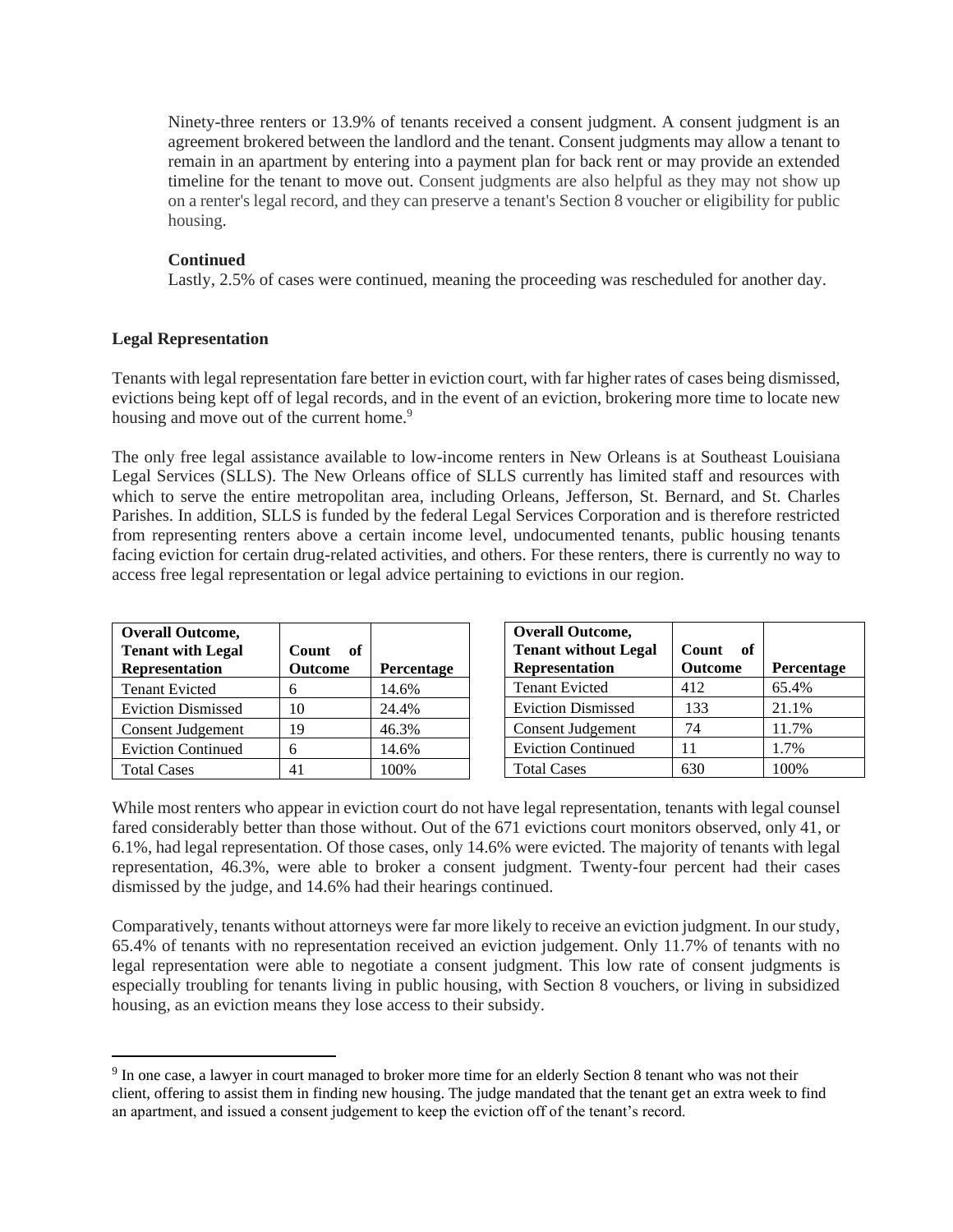Ninety-three renters or 13.9% of tenants received a consent judgment. A consent judgment is an agreement brokered between the landlord and the tenant. Consent judgments may allow a tenant to remain in an apartment by entering into a payment plan for back rent or may provide an extended timeline for the tenant to move out. Consent judgments are also helpful as they may not show up on a renter's legal record, and they can preserve a tenant's Section 8 voucher or eligibility for public housing.

**Continued**

Lastly, 2.5% of cases were continued, meaning the proceeding was rescheduled for another day.

**Legal Representation**

Tenants with legal representation fare better in eviction court, with far higher rates of cases being dismissed, evictions being kept off of legal records, and in the event of an eviction, brokering more time to locate new housing and move out of the current home.[9]

The only free legal assistance available to low-income renters in New Orleans is at Southeast Louisiana Legal Services (SLLS). The New Orleans office of SLLS currently has limited staff and resources with which to serve the entire metropolitan area, including Orleans, Jefferson, St. Bernard, and St. Charles Parishes. In addition, SLLS is funded by the federal Legal Services Corporation and is therefore restricted from representing renters above a certain income level, undocumented tenants, public housing tenants facing eviction for certain drug-related activities, and others. For these renters, there is currently no way to access free legal representation or legal advice pertaining to evictions in our region.

| Overall Outcome, Tenant with Legal Representation | Count of Outcome | Percentage |
|---|---|---|
| Tenant Evicted | 6 | 14.6% |
| Eviction Dismissed | 10 | 24.4% |
| Consent Judgement | 19 | 46.3% |
| Eviction Continued | 6 | 14.6% |
| Total Cases | 41 | 100% |

| Overall Outcome, Tenant without Legal Representation | Count of Outcome | Percentage |
|---|---|---|
| Tenant Evicted | 412 | 65.4% |
| Eviction Dismissed | 133 | 21.1% |
| Consent Judgement | 74 | 11.7% |
| Eviction Continued | 11 | 1.7% |
| Total Cases | 630 | 100% |

While most renters who appear in eviction court do not have legal representation, tenants with legal counsel fared considerably better than those without. Out of the 671 evictions court monitors observed, only 41, or 6.1%, had legal representation. Of those cases, only 14.6% were evicted. The majority of tenants with legal representation, 46.3%, were able to broker a consent judgment. Twenty-four percent had their cases dismissed by the judge, and 14.6% had their hearings continued.

Comparatively, tenants without attorneys were far more likely to receive an eviction judgment. In our study, 65.4% of tenants with no representation received an eviction judgement. Only 11.7% of tenants with no legal representation were able to negotiate a consent judgment. This low rate of consent judgments is especially troubling for tenants living in public housing, with Section 8 vouchers, or living in subsidized housing, as an eviction means they lose access to their subsidy.

[9] In one case, a lawyer in court managed to broker more time for an elderly Section 8 tenant who was not their client, offering to assist them in finding new housing. The judge mandated that the tenant get an extra week to find an apartment, and issued a consent judgement to keep the eviction off of the tenant's record.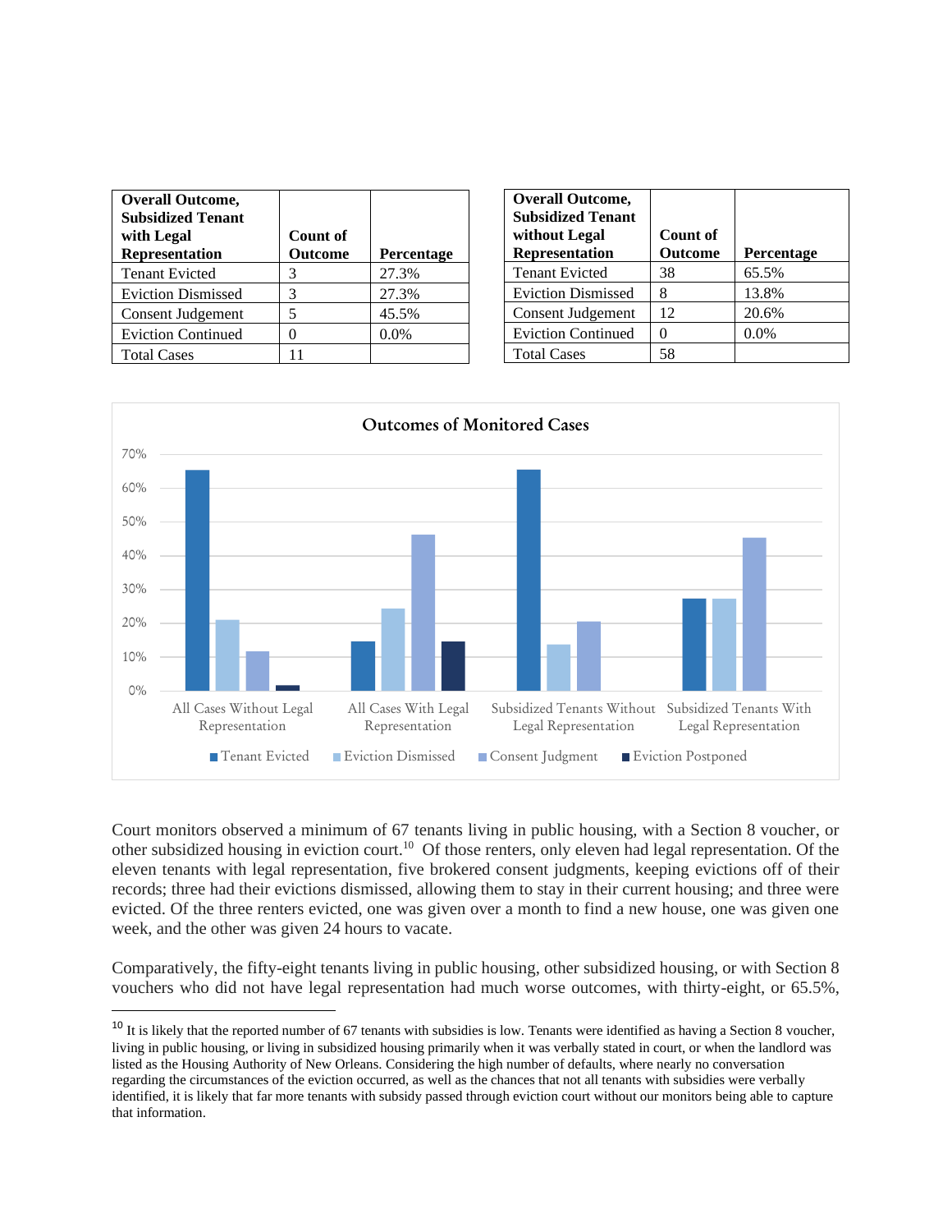| Overall Outcome, Subsidized Tenant with Legal Representation | Count of Outcome | Percentage |
|---|---|---|
| Tenant Evicted | 3 | 27.3% |
| Eviction Dismissed | 3 | 27.3% |
| Consent Judgement | 5 | 45.5% |
| Eviction Continued | 0 | 0.0% |
| Total Cases | 11 | |

| Overall Outcome, Subsidized Tenant without Legal Representation | Count of Outcome | Percentage |
|---|---|---|
| Tenant Evicted | 38 | 65.5% |
| Eviction Dismissed | 8 | 13.8% |
| Consent Judgement | 12 | 20.6% |
| Eviction Continued | 0 | 0.0% |
| Total Cases | 58 | |

Outcomes of Monitored Cases

Court monitors observed a minimum of 67 tenants living in public housing, with a Section 8 voucher, or other subsidized housing in eviction court.[10] Of those renters, only eleven had legal representation. Of the eleven tenants with legal representation, five brokered consent judgments, keeping evictions off of their records; three had their evictions dismissed, allowing them to stay in their current housing; and three were evicted. Of the three renters evicted, one was given over a month to find a new house, one was given one week, and the other was given 24 hours to vacate.

Comparatively, the fifty-eight tenants living in public housing, other subsidized housing, or with Section 8 vouchers who did not have legal representation had much worse outcomes, with thirty-eight, or 65.5%,

[10] It is likely that the reported number of 67 tenants with subsidies is low. Tenants were identified as having a Section 8 voucher, living in public housing, or living in subsidized housing primarily when it was verbally stated in court, or when the landlord was listed as the Housing Authority of New Orleans. Considering the high number of defaults, where nearly no conversation regarding the circumstances of the eviction occurred, as well as the chances that not all tenants with subsidies were verbally identified, it is likely that far more tenants with subsidy passed through eviction court without our monitors being able to capture that information.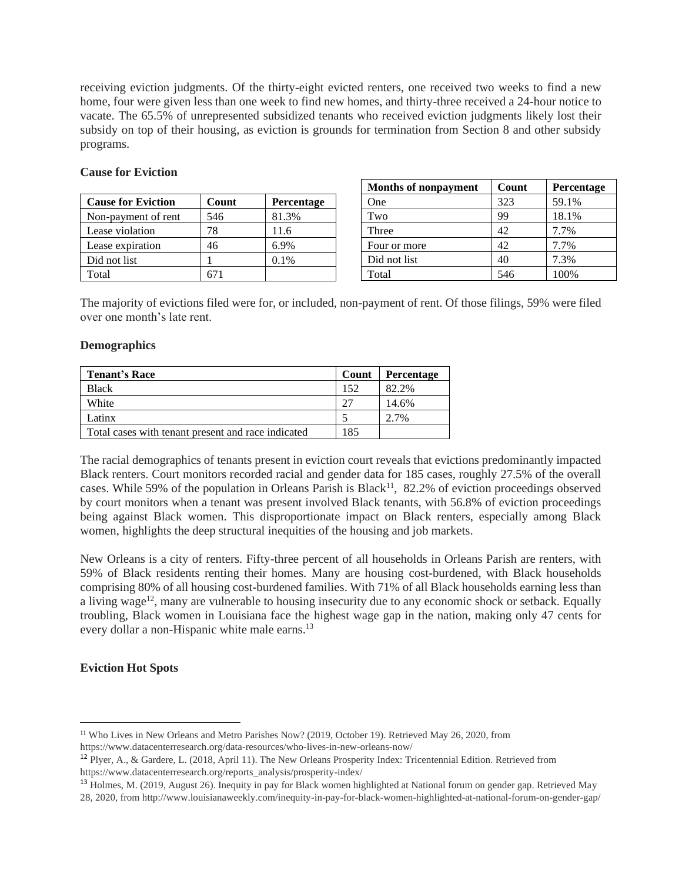receiving eviction judgments. Of the thirty-eight evicted renters, one received two weeks to find a new home, four were given less than one week to find new homes, and thirty-three received a 24-hour notice to vacate. The 65.5% of unrepresented subsidized tenants who received eviction judgments likely lost their subsidy on top of their housing, as eviction is grounds for termination from Section 8 and other subsidy programs.

**Cause for Eviction**

| Cause for Eviction | Count | Percentage |
|---|---|---|
| Non-payment of rent | 546 | 81.3% |
| Lease violation | 78 | 11.6 |
| Lease expiration | 46 | 6.9% |
| Did not list | 1 | 0.1% |
| Total | 671 | |

| Months of nonpayment | Count | Percentage |
|---|---|---|
| One | 323 | 59.1% |
| Two | 99 | 18.1% |
| Three | 42 | 7.7% |
| Four or more | 42 | 7.7% |
| Did not list | 40 | 7.3% |
| Total | 546 | 100% |

The majority of evictions filed were for, or included, non-payment of rent. Of those filings, 59% were filed over one month's late rent.

**Demographics**

| Tenant's Race | Count | Percentage |
|---|---|---|
| Black | 152 | 82.2% |
| White | 27 | 14.6% |
| Latinx | 5 | 2.7% |
| Total cases with tenant present and race indicated | 185 | |

The racial demographics of tenants present in eviction court reveals that evictions predominantly impacted Black renters. Court monitors recorded racial and gender data for 185 cases, roughly 27.5% of the overall cases. While 59% of the population in Orleans Parish is Black[11], 82.2% of eviction proceedings observed by court monitors when a tenant was present involved Black tenants, with 56.8% of eviction proceedings being against Black women. This disproportionate impact on Black renters, especially among Black women, highlights the deep structural inequities of the housing and job markets.

New Orleans is a city of renters. Fifty-three percent of all households in Orleans Parish are renters, with 59% of Black residents renting their homes. Many are housing cost-burdened, with Black households comprising 80% of all housing cost-burdened families. With 71% of all Black households earning less than a living wage[12], many are vulnerable to housing insecurity due to any economic shock or setback. Equally troubling, Black women in Louisiana face the highest wage gap in the nation, making only 47 cents for every dollar a non-Hispanic white male earns.[13]

**Eviction Hot Spots**

---

[11] Who Lives in New Orleans and Metro Parishes Now? (2019, October 19). Retrieved May 26, 2020, from https://www.datacenterresearch.org/data-resources/who-lives-in-new-orleans-now/

[12] Plyer, A., & Gardere, L. (2018, April 11). The New Orleans Prosperity Index: Tricentennial Edition. Retrieved from https://www.datacenterresearch.org/reports_analysis/prosperity-index/

[13] Holmes, M. (2019, August 26). Inequity in pay for Black women highlighted at National forum on gender gap. Retrieved May 28, 2020, from http://www.louisianaweekly.com/inequity-in-pay-for-black-women-highlighted-at-national-forum-on-gender-gap/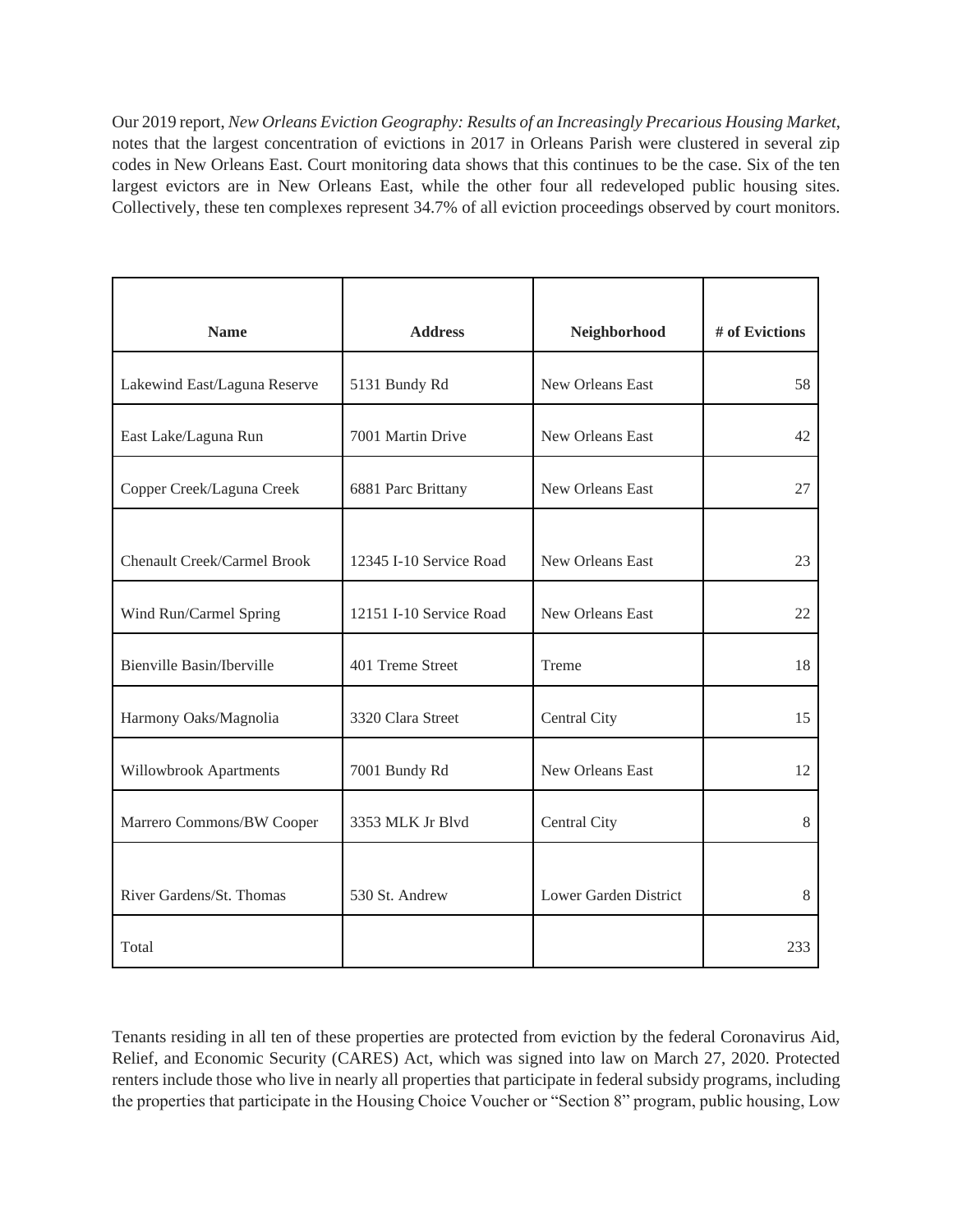Our 2019 report, *New Orleans Eviction Geography: Results of an Increasingly Precarious Housing Market*, notes that the largest concentration of evictions in 2017 in Orleans Parish were clustered in several zip codes in New Orleans East. Court monitoring data shows that this continues to be the case. Six of the ten largest evictors are in New Orleans East, while the other four all redeveloped public housing sites. Collectively, these ten complexes represent 34.7% of all eviction proceedings observed by court monitors.

| Name | Address | Neighborhood | # of Evictions |
|---|---|---|---|
| Lakewind East/Laguna Reserve | 5131 Bundy Rd | New Orleans East | 58 |
| East Lake/Laguna Run | 7001 Martin Drive | New Orleans East | 42 |
| Copper Creek/Laguna Creek | 6881 Parc Brittany | New Orleans East | 27 |
| Chenault Creek/Carmel Brook | 12345 I-10 Service Road | New Orleans East | 23 |
| Wind Run/Carmel Spring | 12151 I-10 Service Road | New Orleans East | 22 |
| Bienville Basin/Iberville | 401 Treme Street | Treme | 18 |
| Harmony Oaks/Magnolia | 3320 Clara Street | Central City | 15 |
| Willowbrook Apartments | 7001 Bundy Rd | New Orleans East | 12 |
| Marrero Commons/BW Cooper | 3353 MLK Jr Blvd | Central City | 8 |
| River Gardens/St. Thomas | 530 St. Andrew | Lower Garden District | 8 |
| Total | | | 233 |

Tenants residing in all ten of these properties are protected from eviction by the federal Coronavirus Aid, Relief, and Economic Security (CARES) Act, which was signed into law on March 27, 2020. Protected renters include those who live in nearly all properties that participate in federal subsidy programs, including the properties that participate in the Housing Choice Voucher or "Section 8" program, public housing, Low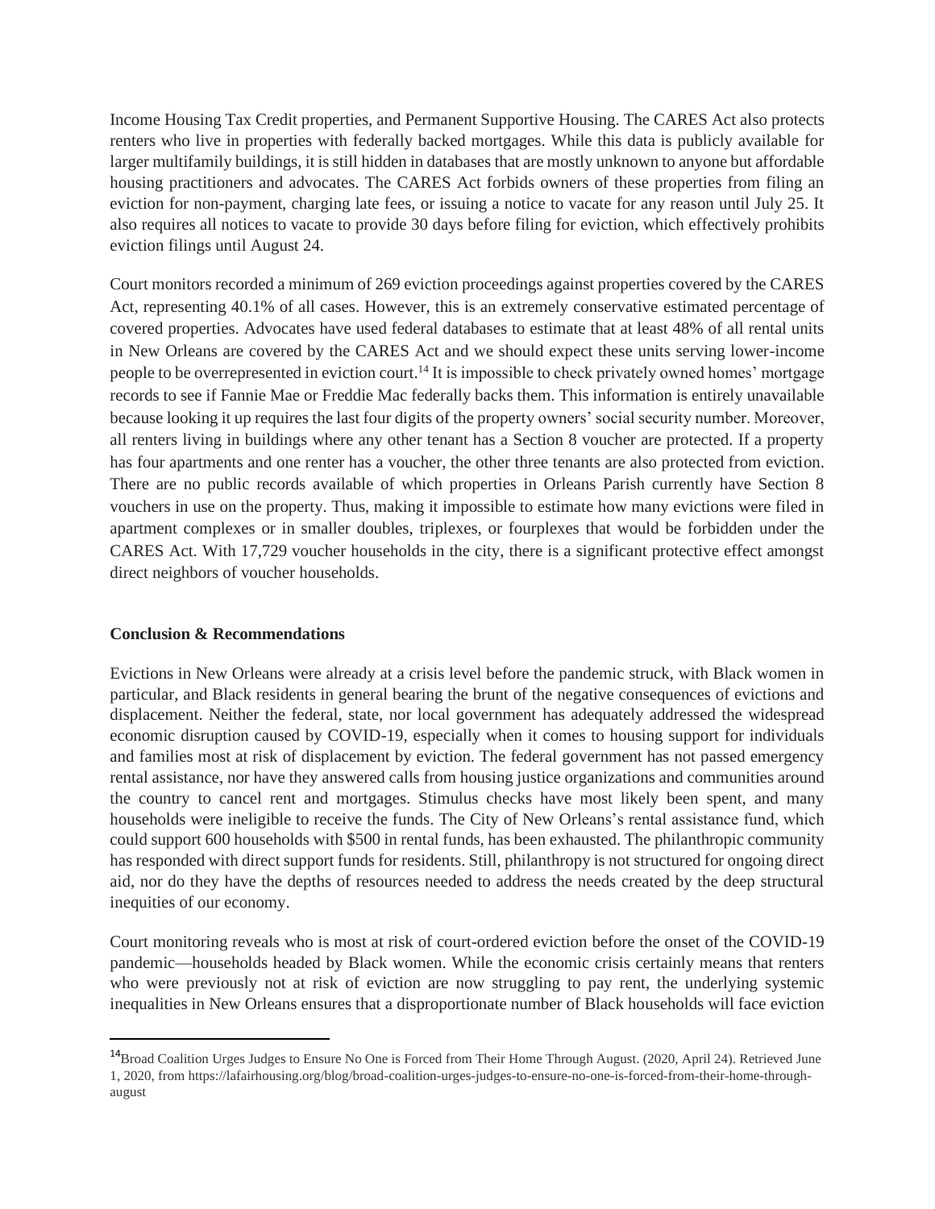Income Housing Tax Credit properties, and Permanent Supportive Housing. The CARES Act also protects renters who live in properties with federally backed mortgages. While this data is publicly available for larger multifamily buildings, it is still hidden in databases that are mostly unknown to anyone but affordable housing practitioners and advocates. The CARES Act forbids owners of these properties from filing an eviction for non-payment, charging late fees, or issuing a notice to vacate for any reason until July 25. It also requires all notices to vacate to provide 30 days before filing for eviction, which effectively prohibits eviction filings until August 24.

Court monitors recorded a minimum of 269 eviction proceedings against properties covered by the CARES Act, representing 40.1% of all cases. However, this is an extremely conservative estimated percentage of covered properties. Advocates have used federal databases to estimate that at least 48% of all rental units in New Orleans are covered by the CARES Act and we should expect these units serving lower-income people to be overrepresented in eviction court.[14] It is impossible to check privately owned homes' mortgage records to see if Fannie Mae or Freddie Mac federally backs them. This information is entirely unavailable because looking it up requires the last four digits of the property owners' social security number. Moreover, all renters living in buildings where any other tenant has a Section 8 voucher are protected. If a property has four apartments and one renter has a voucher, the other three tenants are also protected from eviction. There are no public records available of which properties in Orleans Parish currently have Section 8 vouchers in use on the property. Thus, making it impossible to estimate how many evictions were filed in apartment complexes or in smaller doubles, triplexes, or fourplexes that would be forbidden under the CARES Act. With 17,729 voucher households in the city, there is a significant protective effect amongst direct neighbors of voucher households.

**Conclusion & Recommendations**

Evictions in New Orleans were already at a crisis level before the pandemic struck, with Black women in particular, and Black residents in general bearing the brunt of the negative consequences of evictions and displacement. Neither the federal, state, nor local government has adequately addressed the widespread economic disruption caused by COVID-19, especially when it comes to housing support for individuals and families most at risk of displacement by eviction. The federal government has not passed emergency rental assistance, nor have they answered calls from housing justice organizations and communities around the country to cancel rent and mortgages. Stimulus checks have most likely been spent, and many households were ineligible to receive the funds. The City of New Orleans's rental assistance fund, which could support 600 households with $500 in rental funds, has been exhausted. The philanthropic community has responded with direct support funds for residents. Still, philanthropy is not structured for ongoing direct aid, nor do they have the depths of resources needed to address the needs created by the deep structural inequities of our economy.

Court monitoring reveals who is most at risk of court-ordered eviction before the onset of the COVID-19 pandemic—households headed by Black women. While the economic crisis certainly means that renters who were previously not at risk of eviction are now struggling to pay rent, the underlying systemic inequalities in New Orleans ensures that a disproportionate number of Black households will face eviction

[14] Broad Coalition Urges Judges to Ensure No One is Forced from Their Home Through August. (2020, April 24). Retrieved June 1, 2020, from https://lafairhousing.org/blog/broad-coalition-urges-judges-to-ensure-no-one-is-forced-from-their-home-through-august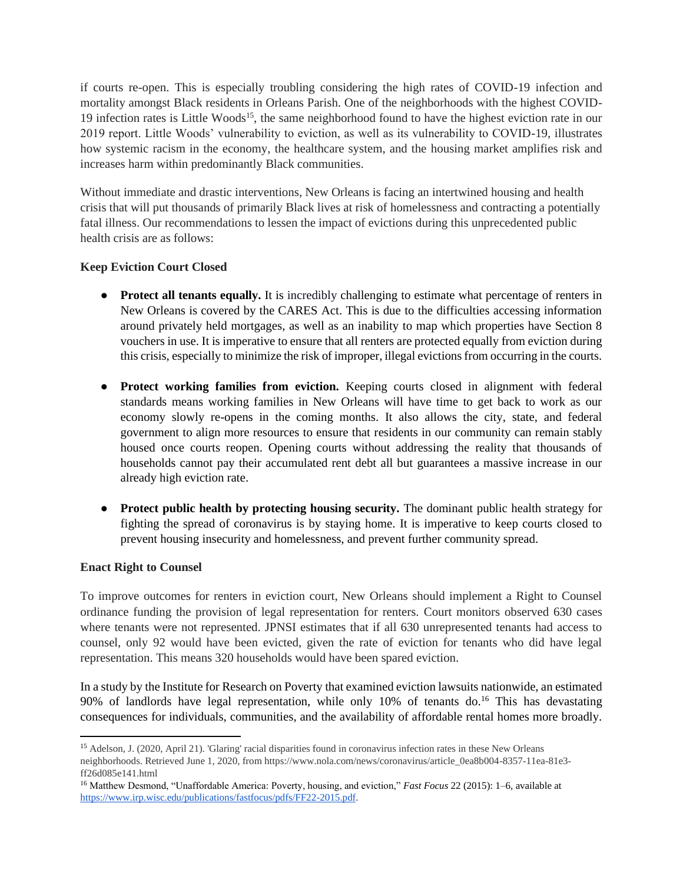if courts re-open. This is especially troubling considering the high rates of COVID-19 infection and mortality amongst Black residents in Orleans Parish. One of the neighborhoods with the highest COVID-19 infection rates is Little Woods[15], the same neighborhood found to have the highest eviction rate in our 2019 report. Little Woods' vulnerability to eviction, as well as its vulnerability to COVID-19, illustrates how systemic racism in the economy, the healthcare system, and the housing market amplifies risk and increases harm within predominantly Black communities.

Without immediate and drastic interventions, New Orleans is facing an intertwined housing and health crisis that will put thousands of primarily Black lives at risk of homelessness and contracting a potentially fatal illness. Our recommendations to lessen the impact of evictions during this unprecedented public health crisis are as follows:

**Keep Eviction Court Closed**

- **Protect all tenants equally.** It is incredibly challenging to estimate what percentage of renters in New Orleans is covered by the CARES Act. This is due to the difficulties accessing information around privately held mortgages, as well as an inability to map which properties have Section 8 vouchers in use. It is imperative to ensure that all renters are protected equally from eviction during this crisis, especially to minimize the risk of improper, illegal evictions from occurring in the courts.

- **Protect working families from eviction.** Keeping courts closed in alignment with federal standards means working families in New Orleans will have time to get back to work as our economy slowly re-opens in the coming months. It also allows the city, state, and federal government to align more resources to ensure that residents in our community can remain stably housed once courts reopen. Opening courts without addressing the reality that thousands of households cannot pay their accumulated rent debt all but guarantees a massive increase in our already high eviction rate.

- **Protect public health by protecting housing security.** The dominant public health strategy for fighting the spread of coronavirus is by staying home. It is imperative to keep courts closed to prevent housing insecurity and homelessness, and prevent further community spread.

**Enact Right to Counsel**

To improve outcomes for renters in eviction court, New Orleans should implement a Right to Counsel ordinance funding the provision of legal representation for renters. Court monitors observed 630 cases where tenants were not represented. JPNSI estimates that if all 630 unrepresented tenants had access to counsel, only 92 would have been evicted, given the rate of eviction for tenants who did have legal representation. This means 320 households would have been spared eviction.

In a study by the Institute for Research on Poverty that examined eviction lawsuits nationwide, an estimated 90% of landlords have legal representation, while only 10% of tenants do.[16] This has devastating consequences for individuals, communities, and the availability of affordable rental homes more broadly.

---

[15] Adelson, J. (2020, April 21). 'Glaring' racial disparities found in coronavirus infection rates in these New Orleans neighborhoods. Retrieved June 1, 2020, from https://www.nola.com/news/coronavirus/article_0ea8b004-8357-11ea-81e3-ff26d085e141.html

[16] Matthew Desmond, "Unaffordable America: Poverty, housing, and eviction," *Fast Focus* 22 (2015): 1–6, available at https://www.irp.wisc.edu/publications/fastfocus/pdfs/FF22-2015.pdf.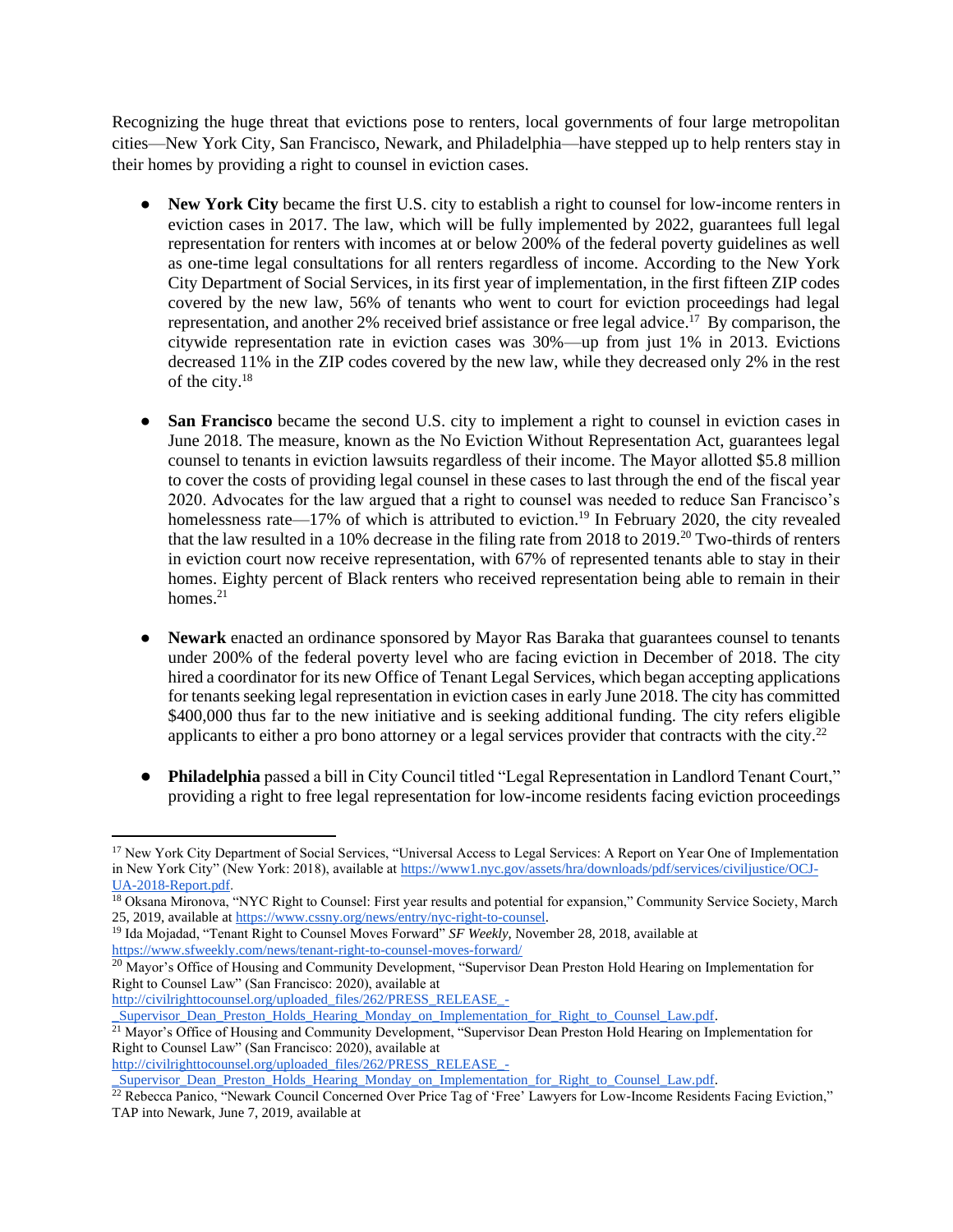Recognizing the huge threat that evictions pose to renters, local governments of four large metropolitan cities—New York City, San Francisco, Newark, and Philadelphia—have stepped up to help renters stay in their homes by providing a right to counsel in eviction cases.

- **New York City** became the first U.S. city to establish a right to counsel for low-income renters in eviction cases in 2017. The law, which will be fully implemented by 2022, guarantees full legal representation for renters with incomes at or below 200% of the federal poverty guidelines as well as one-time legal consultations for all renters regardless of income. According to the New York City Department of Social Services, in its first year of implementation, in the first fifteen ZIP codes covered by the new law, 56% of tenants who went to court for eviction proceedings had legal representation, and another 2% received brief assistance or free legal advice.[17] By comparison, the citywide representation rate in eviction cases was 30%—up from just 1% in 2013. Evictions decreased 11% in the ZIP codes covered by the new law, while they decreased only 2% in the rest of the city.[18]

- **San Francisco** became the second U.S. city to implement a right to counsel in eviction cases in June 2018. The measure, known as the No Eviction Without Representation Act, guarantees legal counsel to tenants in eviction lawsuits regardless of their income. The Mayor allotted $5.8 million to cover the costs of providing legal counsel in these cases to last through the end of the fiscal year 2020. Advocates for the law argued that a right to counsel was needed to reduce San Francisco's homelessness rate—17% of which is attributed to eviction.[19] In February 2020, the city revealed that the law resulted in a 10% decrease in the filing rate from 2018 to 2019.[20] Two-thirds of renters in eviction court now receive representation, with 67% of represented tenants able to stay in their homes. Eighty percent of Black renters who received representation being able to remain in their homes.[21]

- **Newark** enacted an ordinance sponsored by Mayor Ras Baraka that guarantees counsel to tenants under 200% of the federal poverty level who are facing eviction in December of 2018. The city hired a coordinator for its new Office of Tenant Legal Services, which began accepting applications for tenants seeking legal representation in eviction cases in early June 2018. The city has committed $400,000 thus far to the new initiative and is seeking additional funding. The city refers eligible applicants to either a pro bono attorney or a legal services provider that contracts with the city.[22]

- **Philadelphia** passed a bill in City Council titled "Legal Representation in Landlord Tenant Court," providing a right to free legal representation for low-income residents facing eviction proceedings

---

[17] New York City Department of Social Services, "Universal Access to Legal Services: A Report on Year One of Implementation in New York City" (New York: 2018), available at https://www1.nyc.gov/assets/hra/downloads/pdf/services/civiljustice/OCJ-UA-2018-Report.pdf.

[18] Oksana Mironova, "NYC Right to Counsel: First year results and potential for expansion," Community Service Society, March 25, 2019, available at https://www.cssny.org/news/entry/nyc-right-to-counsel.

[19] Ida Mojadad, "Tenant Right to Counsel Moves Forward" *SF Weekly*, November 28, 2018, available at https://www.sfweekly.com/news/tenant-right-to-counsel-moves-forward/

[20] Mayor's Office of Housing and Community Development, "Supervisor Dean Preston Hold Hearing on Implementation for Right to Counsel Law" (San Francisco: 2020), available at http://civilrighttocounsel.org/uploaded_files/262/PRESS_RELEASE_-_Supervisor_Dean_Preston_Holds_Hearing_Monday_on_Implementation_for_Right_to_Counsel_Law.pdf.

[21] Mayor's Office of Housing and Community Development, "Supervisor Dean Preston Hold Hearing on Implementation for Right to Counsel Law" (San Francisco: 2020), available at http://civilrighttocounsel.org/uploaded_files/262/PRESS_RELEASE_-_Supervisor_Dean_Preston_Holds_Hearing_Monday_on_Implementation_for_Right_to_Counsel_Law.pdf.

[22] Rebecca Panico, "Newark Council Concerned Over Price Tag of 'Free' Lawyers for Low-Income Residents Facing Eviction," TAP into Newark, June 7, 2019, available at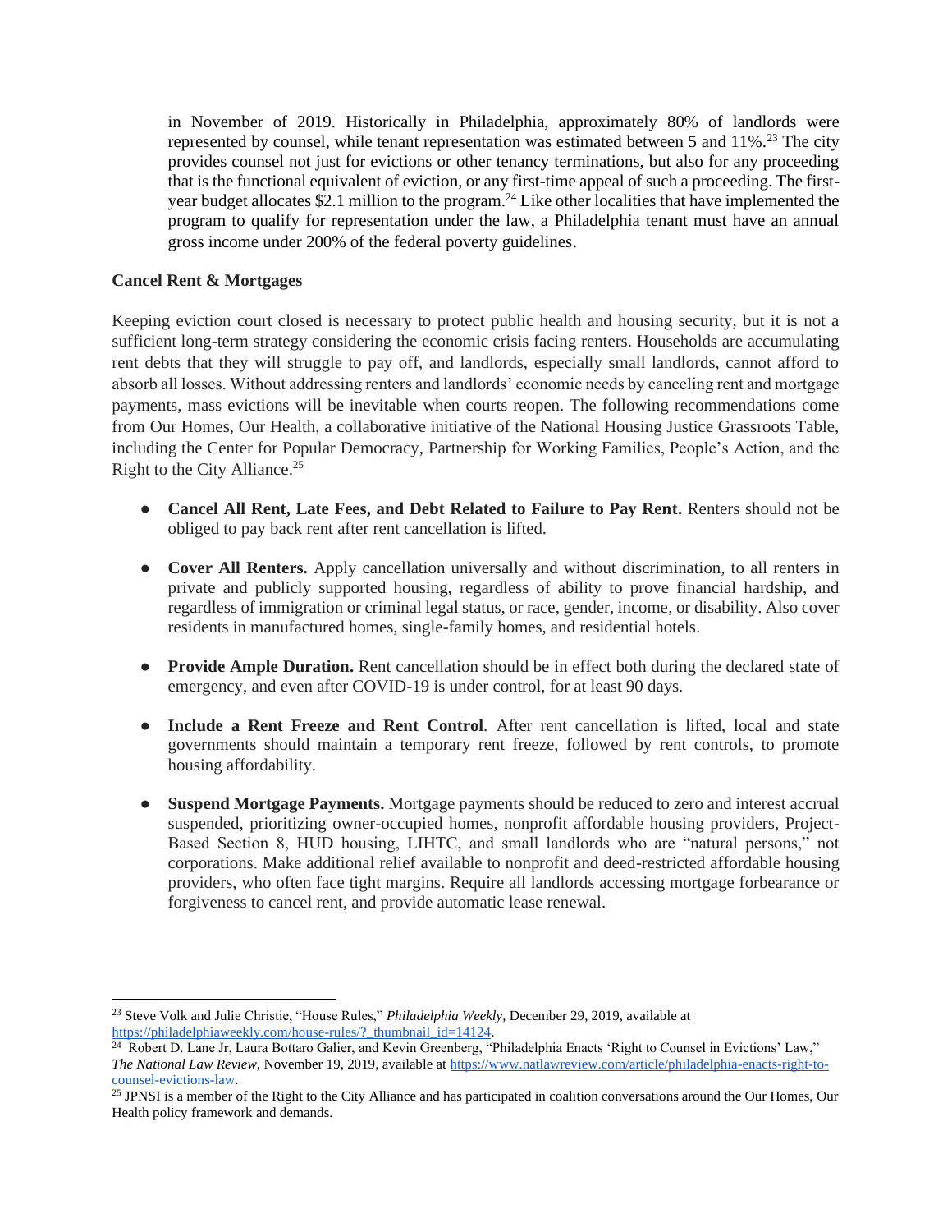in November of 2019. Historically in Philadelphia, approximately 80% of landlords were represented by counsel, while tenant representation was estimated between 5 and 11%.[23] The city provides counsel not just for evictions or other tenancy terminations, but also for any proceeding that is the functional equivalent of eviction, or any first-time appeal of such a proceeding. The first-year budget allocates $2.1 million to the program.[24] Like other localities that have implemented the program to qualify for representation under the law, a Philadelphia tenant must have an annual gross income under 200% of the federal poverty guidelines.

**Cancel Rent & Mortgages**

Keeping eviction court closed is necessary to protect public health and housing security, but it is not a sufficient long-term strategy considering the economic crisis facing renters. Households are accumulating rent debts that they will struggle to pay off, and landlords, especially small landlords, cannot afford to absorb all losses. Without addressing renters and landlords' economic needs by canceling rent and mortgage payments, mass evictions will be inevitable when courts reopen. The following recommendations come from Our Homes, Our Health, a collaborative initiative of the National Housing Justice Grassroots Table, including the Center for Popular Democracy, Partnership for Working Families, People's Action, and the Right to the City Alliance.[25]

- **Cancel All Rent, Late Fees, and Debt Related to Failure to Pay Rent.** Renters should not be obliged to pay back rent after rent cancellation is lifted.
- **Cover All Renters.** Apply cancellation universally and without discrimination, to all renters in private and publicly supported housing, regardless of ability to prove financial hardship, and regardless of immigration or criminal legal status, or race, gender, income, or disability. Also cover residents in manufactured homes, single-family homes, and residential hotels.
- **Provide Ample Duration.** Rent cancellation should be in effect both during the declared state of emergency, and even after COVID-19 is under control, for at least 90 days.
- **Include a Rent Freeze and Rent Control**. After rent cancellation is lifted, local and state governments should maintain a temporary rent freeze, followed by rent controls, to promote housing affordability.
- **Suspend Mortgage Payments.** Mortgage payments should be reduced to zero and interest accrual suspended, prioritizing owner-occupied homes, nonprofit affordable housing providers, Project-Based Section 8, HUD housing, LIHTC, and small landlords who are "natural persons," not corporations. Make additional relief available to nonprofit and deed-restricted affordable housing providers, who often face tight margins. Require all landlords accessing mortgage forbearance or forgiveness to cancel rent, and provide automatic lease renewal.

---

[23] Steve Volk and Julie Christie, "House Rules," *Philadelphia Weekly*, December 29, 2019, available at https://philadelphiaweekly.com/house-rules/?_thumbnail_id=14124.

[24] Robert D. Lane Jr, Laura Bottaro Galier, and Kevin Greenberg, "Philadelphia Enacts 'Right to Counsel in Evictions' Law," *The National Law Review*, November 19, 2019, available at https://www.natlawreview.com/article/philadelphia-enacts-right-to-counsel-evictions-law.

[25] JPNSI is a member of the Right to the City Alliance and has participated in coalition conversations around the Our Homes, Our Health policy framework and demands.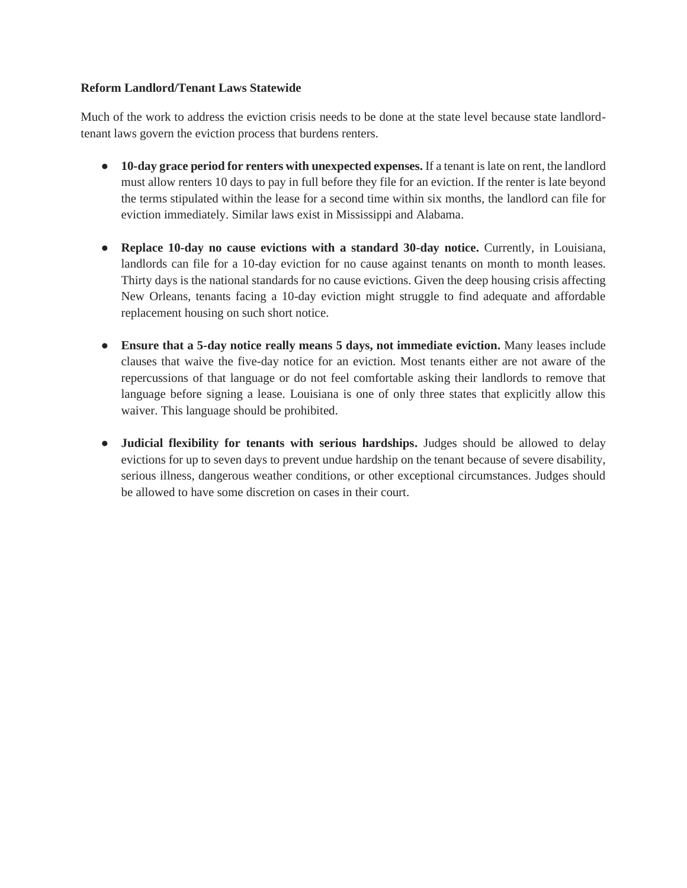**Reform Landlord/Tenant Laws Statewide**

Much of the work to address the eviction crisis needs to be done at the state level because state landlord-tenant laws govern the eviction process that burdens renters.

- **10-day grace period for renters with unexpected expenses.** If a tenant is late on rent, the landlord must allow renters 10 days to pay in full before they file for an eviction. If the renter is late beyond the terms stipulated within the lease for a second time within six months, the landlord can file for eviction immediately. Similar laws exist in Mississippi and Alabama.

- **Replace 10-day no cause evictions with a standard 30-day notice.** Currently, in Louisiana, landlords can file for a 10-day eviction for no cause against tenants on month to month leases. Thirty days is the national standards for no cause evictions. Given the deep housing crisis affecting New Orleans, tenants facing a 10-day eviction might struggle to find adequate and affordable replacement housing on such short notice.

- **Ensure that a 5-day notice really means 5 days, not immediate eviction.** Many leases include clauses that waive the five-day notice for an eviction. Most tenants either are not aware of the repercussions of that language or do not feel comfortable asking their landlords to remove that language before signing a lease. Louisiana is one of only three states that explicitly allow this waiver. This language should be prohibited.

- **Judicial flexibility for tenants with serious hardships.** Judges should be allowed to delay evictions for up to seven days to prevent undue hardship on the tenant because of severe disability, serious illness, dangerous weather conditions, or other exceptional circumstances. Judges should be allowed to have some discretion on cases in their court.